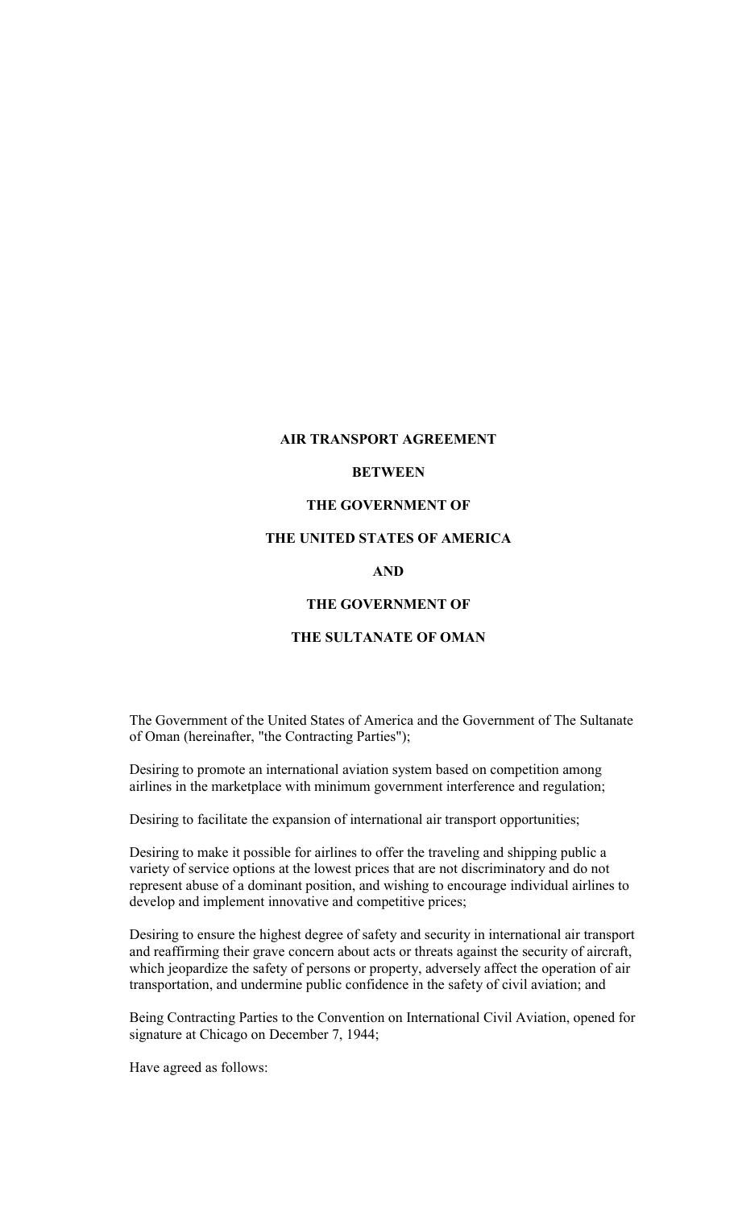# AIR TRANSPORT AGREEMENT

# BETWEEN

# THE GOVERNMENT OF

# THE UNITED STATES OF AMERICA

# AND

# THE GOVERNMENT OF

# THE SULTANATE OF OMAN

The Government of the United States of America and the Government of The Sultanate of Oman (hereinafter, "the Contracting Parties");

Desiring to promote an international aviation system based on competition among airlines in the marketplace with minimum government interference and regulation;

Desiring to facilitate the expansion of international air transport opportunities;

Desiring to make it possible for airlines to offer the traveling and shipping public a variety of service options at the lowest prices that are not discriminatory and do not represent abuse of a dominant position, and wishing to encourage individual airlines to develop and implement innovative and competitive prices;

Desiring to ensure the highest degree of safety and security in international air transport and reaffirming their grave concern about acts or threats against the security of aircraft, which jeopardize the safety of persons or property, adversely affect the operation of air transportation, and undermine public confidence in the safety of civil aviation; and

Being Contracting Parties to the Convention on International Civil Aviation, opened for signature at Chicago on December 7, 1944;

Have agreed as follows: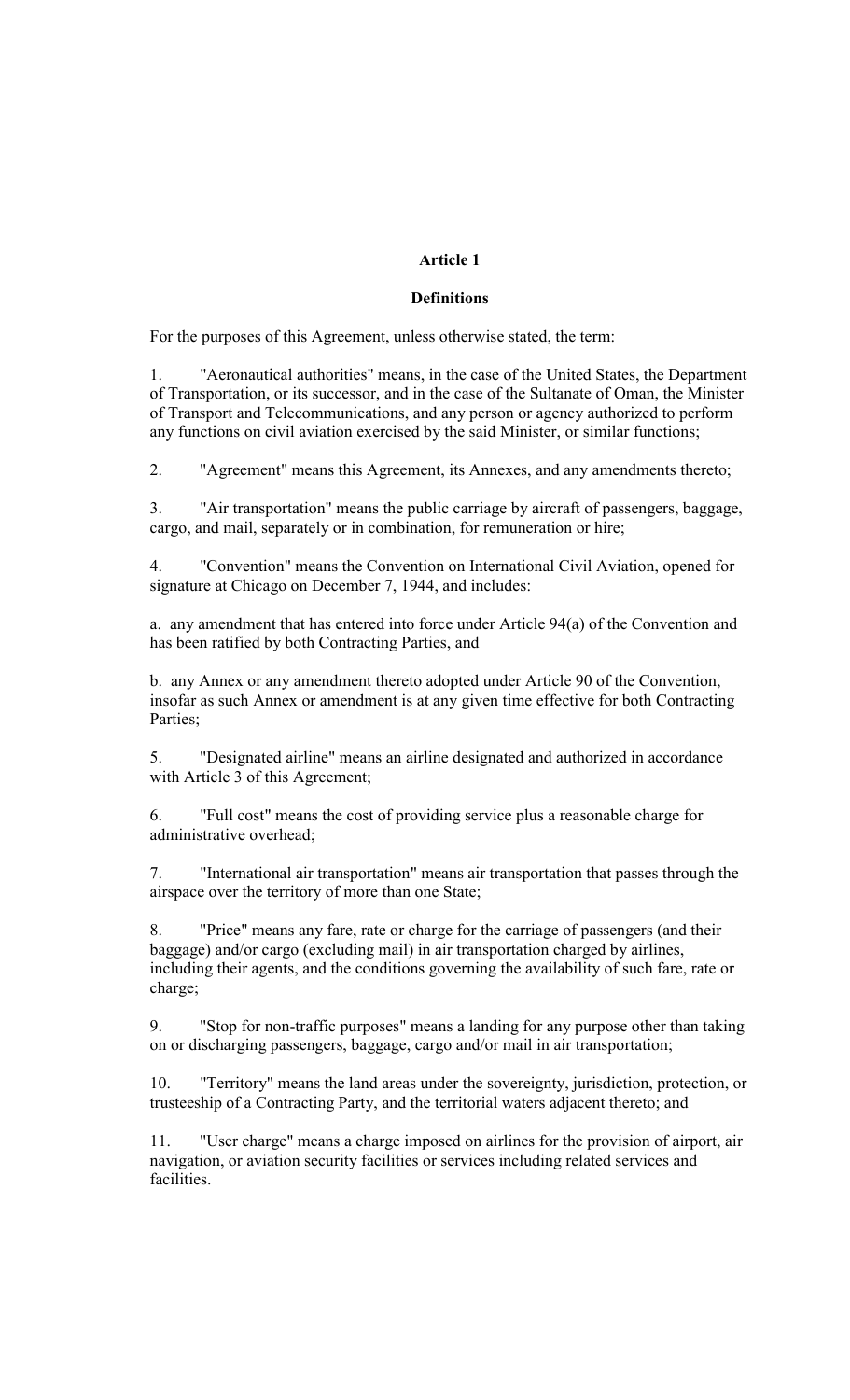## Article 1

### Definitions

For the purposes of this Agreement, unless otherwise stated, the term:

1. "Aeronautical authorities" means, in the case of the United States, the Department of Transportation, or its successor, and in the case of the Sultanate of Oman, the Minister of Transport and Telecommunications, and any person or agency authorized to perform any functions on civil aviation exercised by the said Minister, or similar functions;

2. "Agreement" means this Agreement, its Annexes, and any amendments thereto;

3. "Air transportation" means the public carriage by aircraft of passengers, baggage, cargo, and mail, separately or in combination, for remuneration or hire;

4. "Convention" means the Convention on International Civil Aviation, opened for signature at Chicago on December 7, 1944, and includes:

a. any amendment that has entered into force under Article 94(a) of the Convention and has been ratified by both Contracting Parties, and

b. any Annex or any amendment thereto adopted under Article 90 of the Convention, insofar as such Annex or amendment is at any given time effective for both Contracting Parties;

5. "Designated airline" means an airline designated and authorized in accordance with Article 3 of this Agreement;

6. "Full cost" means the cost of providing service plus a reasonable charge for administrative overhead;

7. "International air transportation" means air transportation that passes through the airspace over the territory of more than one State;

8. "Price" means any fare, rate or charge for the carriage of passengers (and their baggage) and/or cargo (excluding mail) in air transportation charged by airlines, including their agents, and the conditions governing the availability of such fare, rate or charge;

9. "Stop for non-traffic purposes" means a landing for any purpose other than taking on or discharging passengers, baggage, cargo and/or mail in air transportation;

10. "Territory" means the land areas under the sovereignty, jurisdiction, protection, or trusteeship of a Contracting Party, and the territorial waters adjacent thereto; and

11. "User charge" means a charge imposed on airlines for the provision of airport, air navigation, or aviation security facilities or services including related services and facilities.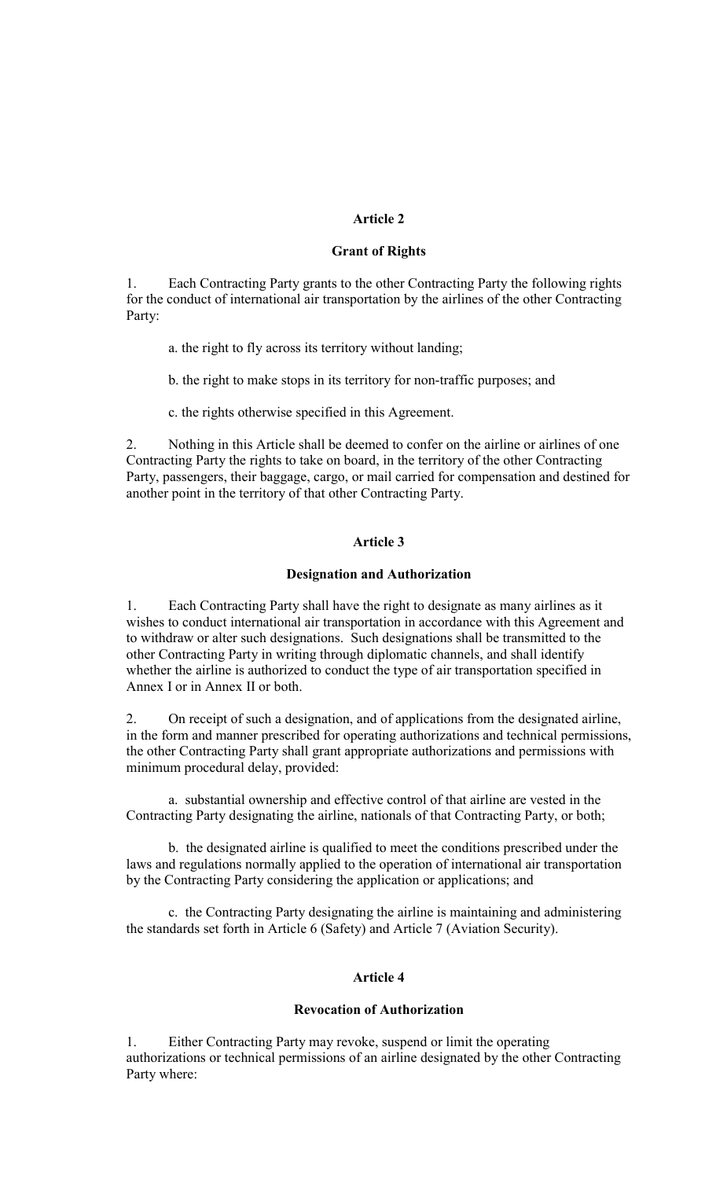## Article 2

### Grant of Rights

1. Each Contracting Party grants to the other Contracting Party the following rights for the conduct of international air transportation by the airlines of the other Contracting Party:

   a. the right to fly across its territory without landing;

   b. the right to make stops in its territory for non-traffic purposes; and

   c. the rights otherwise specified in this Agreement.

2. Nothing in this Article shall be deemed to confer on the airline or airlines of one Contracting Party the rights to take on board, in the territory of the other Contracting Party, passengers, their baggage, cargo, or mail carried for compensation and destined for another point in the territory of that other Contracting Party.

## Article 3

### Designation and Authorization

1. Each Contracting Party shall have the right to designate as many airlines as it wishes to conduct international air transportation in accordance with this Agreement and to withdraw or alter such designations. Such designations shall be transmitted to the other Contracting Party in writing through diplomatic channels, and shall identify whether the airline is authorized to conduct the type of air transportation specified in Annex I or in Annex II or both.

2. On receipt of such a designation, and of applications from the designated airline, in the form and manner prescribed for operating authorizations and technical permissions, the other Contracting Party shall grant appropriate authorizations and permissions with minimum procedural delay, provided:

   a. substantial ownership and effective control of that airline are vested in the Contracting Party designating the airline, nationals of that Contracting Party, or both;

   b. the designated airline is qualified to meet the conditions prescribed under the laws and regulations normally applied to the operation of international air transportation by the Contracting Party considering the application or applications; and

   c. the Contracting Party designating the airline is maintaining and administering the standards set forth in Article 6 (Safety) and Article 7 (Aviation Security).

## Article 4

### Revocation of Authorization

1. Either Contracting Party may revoke, suspend or limit the operating authorizations or technical permissions of an airline designated by the other Contracting Party where: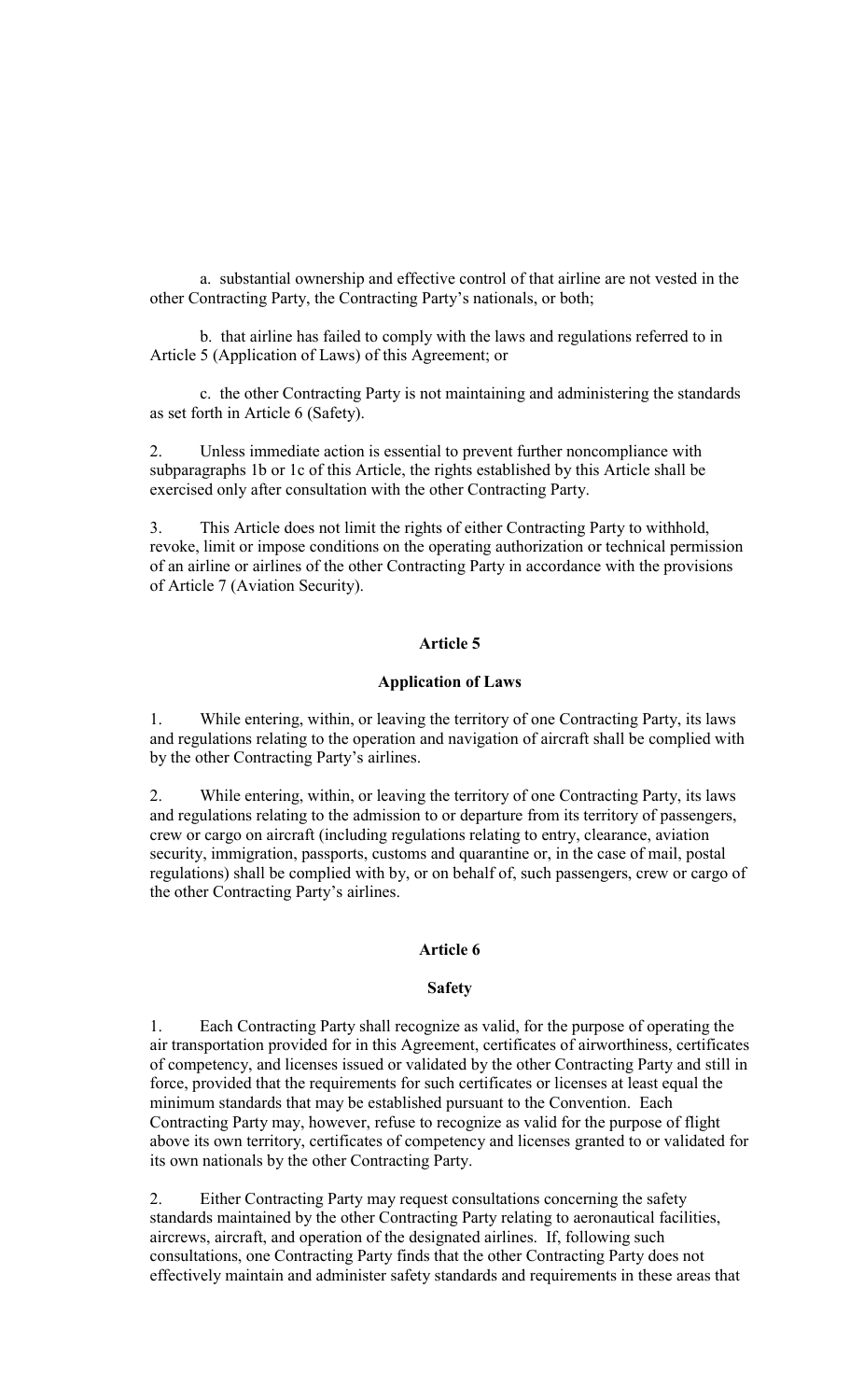a. substantial ownership and effective control of that airline are not vested in the other Contracting Party, the Contracting Party's nationals, or both;

b. that airline has failed to comply with the laws and regulations referred to in Article 5 (Application of Laws) of this Agreement; or

c. the other Contracting Party is not maintaining and administering the standards as set forth in Article 6 (Safety).

2. Unless immediate action is essential to prevent further noncompliance with subparagraphs 1b or 1c of this Article, the rights established by this Article shall be exercised only after consultation with the other Contracting Party.

3. This Article does not limit the rights of either Contracting Party to withhold, revoke, limit or impose conditions on the operating authorization or technical permission of an airline or airlines of the other Contracting Party in accordance with the provisions of Article 7 (Aviation Security).

## Article 5

### Application of Laws

1. While entering, within, or leaving the territory of one Contracting Party, its laws and regulations relating to the operation and navigation of aircraft shall be complied with by the other Contracting Party's airlines.

2. While entering, within, or leaving the territory of one Contracting Party, its laws and regulations relating to the admission to or departure from its territory of passengers, crew or cargo on aircraft (including regulations relating to entry, clearance, aviation security, immigration, passports, customs and quarantine or, in the case of mail, postal regulations) shall be complied with by, or on behalf of, such passengers, crew or cargo of the other Contracting Party's airlines.

## Article 6

### Safety

1. Each Contracting Party shall recognize as valid, for the purpose of operating the air transportation provided for in this Agreement, certificates of airworthiness, certificates of competency, and licenses issued or validated by the other Contracting Party and still in force, provided that the requirements for such certificates or licenses at least equal the minimum standards that may be established pursuant to the Convention. Each Contracting Party may, however, refuse to recognize as valid for the purpose of flight above its own territory, certificates of competency and licenses granted to or validated for its own nationals by the other Contracting Party.

2. Either Contracting Party may request consultations concerning the safety standards maintained by the other Contracting Party relating to aeronautical facilities, aircrews, aircraft, and operation of the designated airlines. If, following such consultations, one Contracting Party finds that the other Contracting Party does not effectively maintain and administer safety standards and requirements in these areas that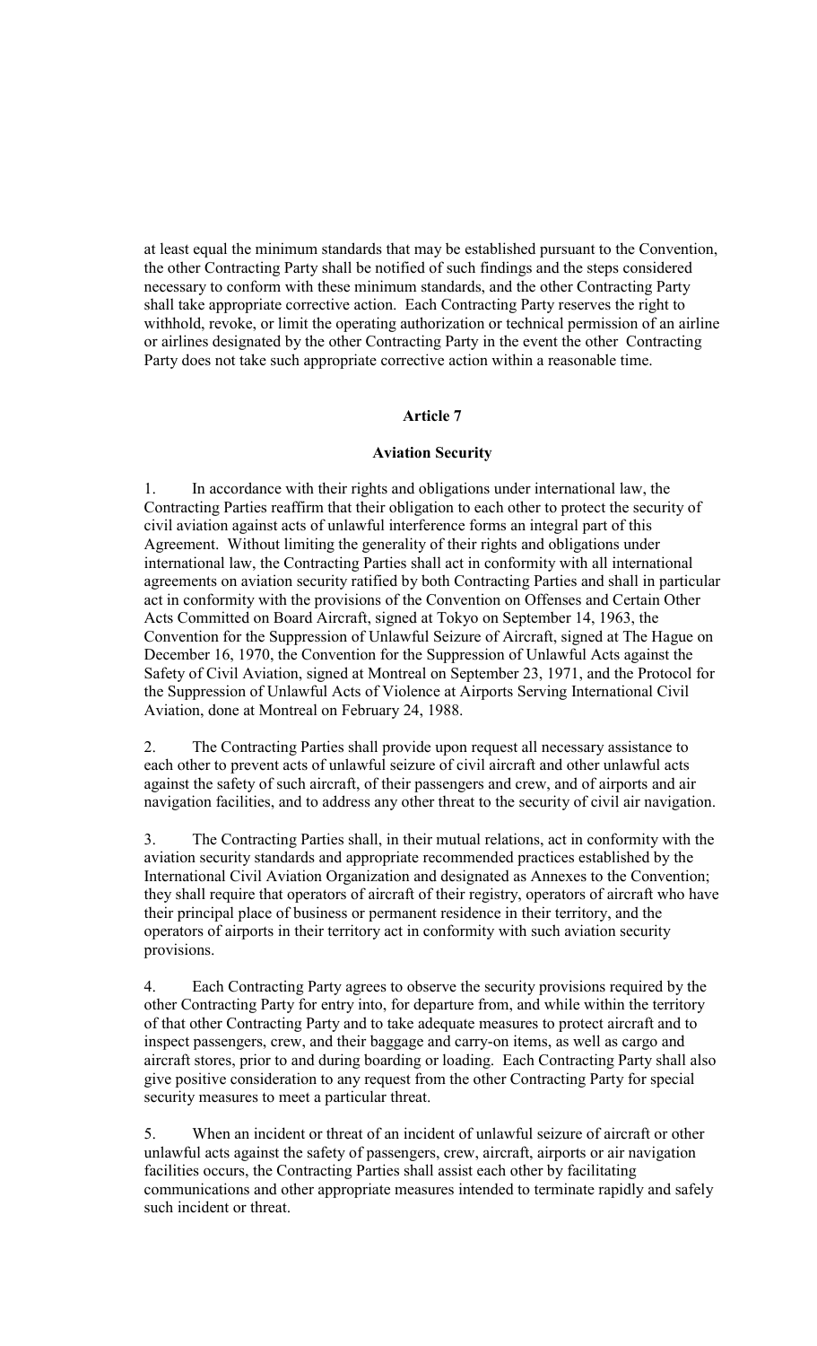at least equal the minimum standards that may be established pursuant to the Convention, the other Contracting Party shall be notified of such findings and the steps considered necessary to conform with these minimum standards, and the other Contracting Party shall take appropriate corrective action. Each Contracting Party reserves the right to withhold, revoke, or limit the operating authorization or technical permission of an airline or airlines designated by the other Contracting Party in the event the other Contracting Party does not take such appropriate corrective action within a reasonable time.

## Article 7

## Aviation Security

1. In accordance with their rights and obligations under international law, the Contracting Parties reaffirm that their obligation to each other to protect the security of civil aviation against acts of unlawful interference forms an integral part of this Agreement. Without limiting the generality of their rights and obligations under international law, the Contracting Parties shall act in conformity with all international agreements on aviation security ratified by both Contracting Parties and shall in particular act in conformity with the provisions of the Convention on Offenses and Certain Other Acts Committed on Board Aircraft, signed at Tokyo on September 14, 1963, the Convention for the Suppression of Unlawful Seizure of Aircraft, signed at The Hague on December 16, 1970, the Convention for the Suppression of Unlawful Acts against the Safety of Civil Aviation, signed at Montreal on September 23, 1971, and the Protocol for the Suppression of Unlawful Acts of Violence at Airports Serving International Civil Aviation, done at Montreal on February 24, 1988.

2. The Contracting Parties shall provide upon request all necessary assistance to each other to prevent acts of unlawful seizure of civil aircraft and other unlawful acts against the safety of such aircraft, of their passengers and crew, and of airports and air navigation facilities, and to address any other threat to the security of civil air navigation.

3. The Contracting Parties shall, in their mutual relations, act in conformity with the aviation security standards and appropriate recommended practices established by the International Civil Aviation Organization and designated as Annexes to the Convention; they shall require that operators of aircraft of their registry, operators of aircraft who have their principal place of business or permanent residence in their territory, and the operators of airports in their territory act in conformity with such aviation security provisions.

4. Each Contracting Party agrees to observe the security provisions required by the other Contracting Party for entry into, for departure from, and while within the territory of that other Contracting Party and to take adequate measures to protect aircraft and to inspect passengers, crew, and their baggage and carry-on items, as well as cargo and aircraft stores, prior to and during boarding or loading. Each Contracting Party shall also give positive consideration to any request from the other Contracting Party for special security measures to meet a particular threat.

5. When an incident or threat of an incident of unlawful seizure of aircraft or other unlawful acts against the safety of passengers, crew, aircraft, airports or air navigation facilities occurs, the Contracting Parties shall assist each other by facilitating communications and other appropriate measures intended to terminate rapidly and safely such incident or threat.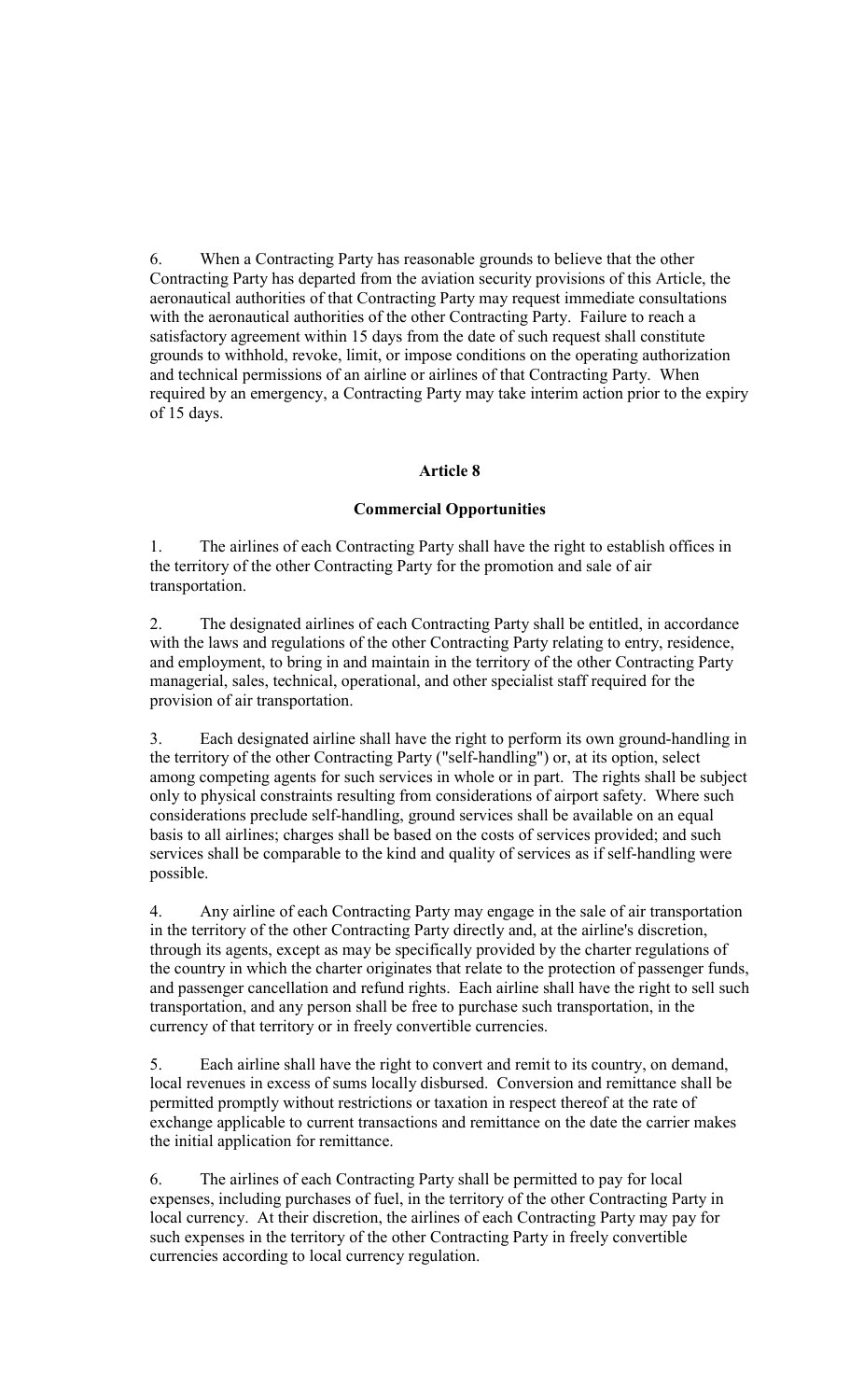6. When a Contracting Party has reasonable grounds to believe that the other Contracting Party has departed from the aviation security provisions of this Article, the aeronautical authorities of that Contracting Party may request immediate consultations with the aeronautical authorities of the other Contracting Party. Failure to reach a satisfactory agreement within 15 days from the date of such request shall constitute grounds to withhold, revoke, limit, or impose conditions on the operating authorization and technical permissions of an airline or airlines of that Contracting Party. When required by an emergency, a Contracting Party may take interim action prior to the expiry of 15 days.

## Article 8

### Commercial Opportunities

1. The airlines of each Contracting Party shall have the right to establish offices in the territory of the other Contracting Party for the promotion and sale of air transportation.

2. The designated airlines of each Contracting Party shall be entitled, in accordance with the laws and regulations of the other Contracting Party relating to entry, residence, and employment, to bring in and maintain in the territory of the other Contracting Party managerial, sales, technical, operational, and other specialist staff required for the provision of air transportation.

3. Each designated airline shall have the right to perform its own ground-handling in the territory of the other Contracting Party ("self-handling") or, at its option, select among competing agents for such services in whole or in part. The rights shall be subject only to physical constraints resulting from considerations of airport safety. Where such considerations preclude self-handling, ground services shall be available on an equal basis to all airlines; charges shall be based on the costs of services provided; and such services shall be comparable to the kind and quality of services as if self-handling were possible.

4. Any airline of each Contracting Party may engage in the sale of air transportation in the territory of the other Contracting Party directly and, at the airline's discretion, through its agents, except as may be specifically provided by the charter regulations of the country in which the charter originates that relate to the protection of passenger funds, and passenger cancellation and refund rights. Each airline shall have the right to sell such transportation, and any person shall be free to purchase such transportation, in the currency of that territory or in freely convertible currencies.

5. Each airline shall have the right to convert and remit to its country, on demand, local revenues in excess of sums locally disbursed. Conversion and remittance shall be permitted promptly without restrictions or taxation in respect thereof at the rate of exchange applicable to current transactions and remittance on the date the carrier makes the initial application for remittance.

6. The airlines of each Contracting Party shall be permitted to pay for local expenses, including purchases of fuel, in the territory of the other Contracting Party in local currency. At their discretion, the airlines of each Contracting Party may pay for such expenses in the territory of the other Contracting Party in freely convertible currencies according to local currency regulation.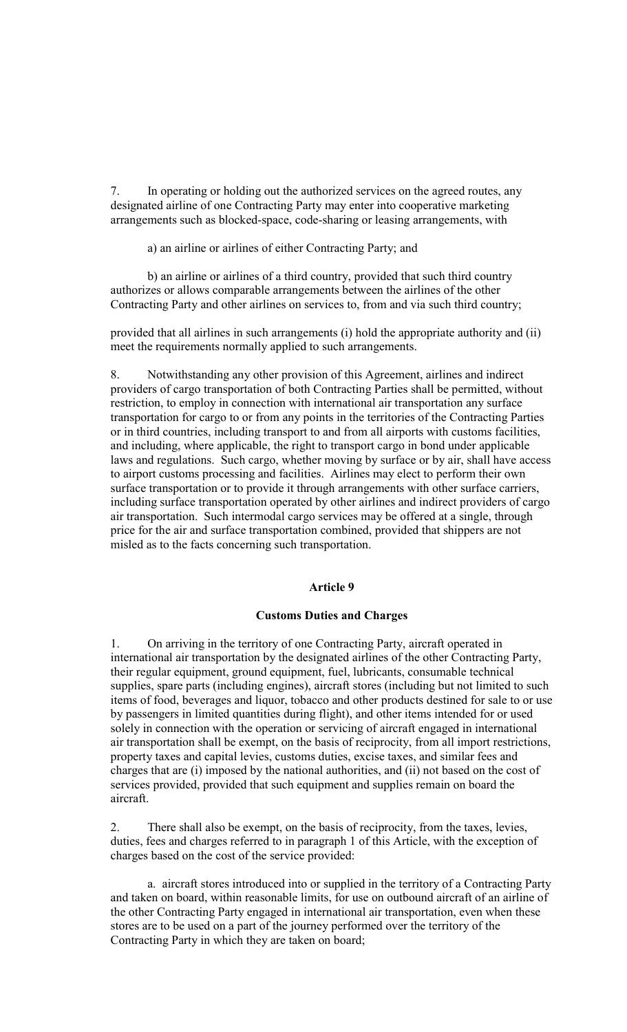7. In operating or holding out the authorized services on the agreed routes, any designated airline of one Contracting Party may enter into cooperative marketing arrangements such as blocked-space, code-sharing or leasing arrangements, with

a) an airline or airlines of either Contracting Party; and

b) an airline or airlines of a third country, provided that such third country authorizes or allows comparable arrangements between the airlines of the other Contracting Party and other airlines on services to, from and via such third country;

provided that all airlines in such arrangements (i) hold the appropriate authority and (ii) meet the requirements normally applied to such arrangements.

8. Notwithstanding any other provision of this Agreement, airlines and indirect providers of cargo transportation of both Contracting Parties shall be permitted, without restriction, to employ in connection with international air transportation any surface transportation for cargo to or from any points in the territories of the Contracting Parties or in third countries, including transport to and from all airports with customs facilities, and including, where applicable, the right to transport cargo in bond under applicable laws and regulations. Such cargo, whether moving by surface or by air, shall have access to airport customs processing and facilities. Airlines may elect to perform their own surface transportation or to provide it through arrangements with other surface carriers, including surface transportation operated by other airlines and indirect providers of cargo air transportation. Such intermodal cargo services may be offered at a single, through price for the air and surface transportation combined, provided that shippers are not misled as to the facts concerning such transportation.

## Article 9

## Customs Duties and Charges

1. On arriving in the territory of one Contracting Party, aircraft operated in international air transportation by the designated airlines of the other Contracting Party, their regular equipment, ground equipment, fuel, lubricants, consumable technical supplies, spare parts (including engines), aircraft stores (including but not limited to such items of food, beverages and liquor, tobacco and other products destined for sale to or use by passengers in limited quantities during flight), and other items intended for or used solely in connection with the operation or servicing of aircraft engaged in international air transportation shall be exempt, on the basis of reciprocity, from all import restrictions, property taxes and capital levies, customs duties, excise taxes, and similar fees and charges that are (i) imposed by the national authorities, and (ii) not based on the cost of services provided, provided that such equipment and supplies remain on board the aircraft.

2. There shall also be exempt, on the basis of reciprocity, from the taxes, levies, duties, fees and charges referred to in paragraph 1 of this Article, with the exception of charges based on the cost of the service provided:

a. aircraft stores introduced into or supplied in the territory of a Contracting Party and taken on board, within reasonable limits, for use on outbound aircraft of an airline of the other Contracting Party engaged in international air transportation, even when these stores are to be used on a part of the journey performed over the territory of the Contracting Party in which they are taken on board;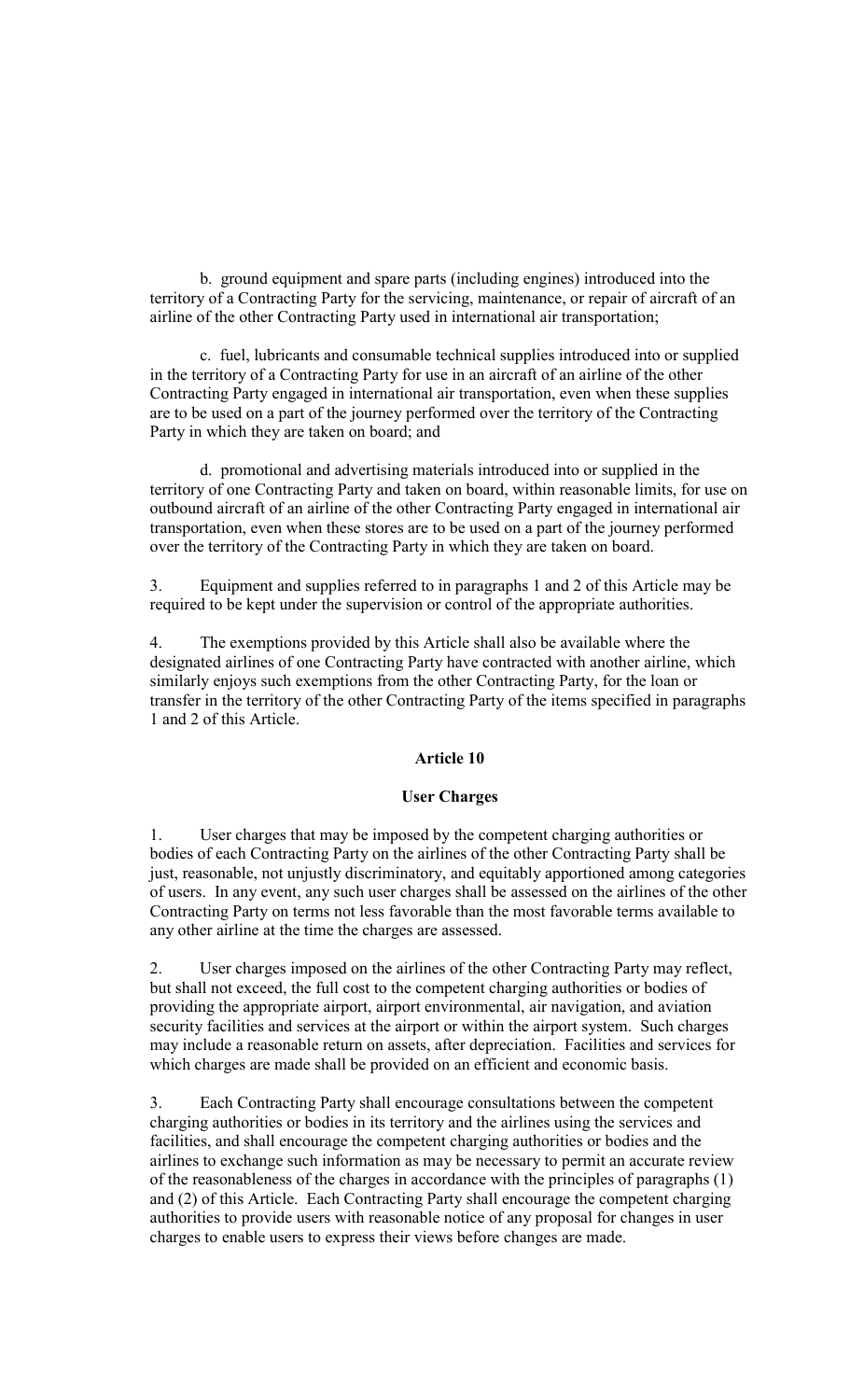b. ground equipment and spare parts (including engines) introduced into the territory of a Contracting Party for the servicing, maintenance, or repair of aircraft of an airline of the other Contracting Party used in international air transportation;

c. fuel, lubricants and consumable technical supplies introduced into or supplied in the territory of a Contracting Party for use in an aircraft of an airline of the other Contracting Party engaged in international air transportation, even when these supplies are to be used on a part of the journey performed over the territory of the Contracting Party in which they are taken on board; and

d. promotional and advertising materials introduced into or supplied in the territory of one Contracting Party and taken on board, within reasonable limits, for use on outbound aircraft of an airline of the other Contracting Party engaged in international air transportation, even when these stores are to be used on a part of the journey performed over the territory of the Contracting Party in which they are taken on board.

3. Equipment and supplies referred to in paragraphs 1 and 2 of this Article may be required to be kept under the supervision or control of the appropriate authorities.

4. The exemptions provided by this Article shall also be available where the designated airlines of one Contracting Party have contracted with another airline, which similarly enjoys such exemptions from the other Contracting Party, for the loan or transfer in the territory of the other Contracting Party of the items specified in paragraphs 1 and 2 of this Article.

## Article 10

## User Charges

1. User charges that may be imposed by the competent charging authorities or bodies of each Contracting Party on the airlines of the other Contracting Party shall be just, reasonable, not unjustly discriminatory, and equitably apportioned among categories of users. In any event, any such user charges shall be assessed on the airlines of the other Contracting Party on terms not less favorable than the most favorable terms available to any other airline at the time the charges are assessed.

2. User charges imposed on the airlines of the other Contracting Party may reflect, but shall not exceed, the full cost to the competent charging authorities or bodies of providing the appropriate airport, airport environmental, air navigation, and aviation security facilities and services at the airport or within the airport system. Such charges may include a reasonable return on assets, after depreciation. Facilities and services for which charges are made shall be provided on an efficient and economic basis.

3. Each Contracting Party shall encourage consultations between the competent charging authorities or bodies in its territory and the airlines using the services and facilities, and shall encourage the competent charging authorities or bodies and the airlines to exchange such information as may be necessary to permit an accurate review of the reasonableness of the charges in accordance with the principles of paragraphs (1) and (2) of this Article. Each Contracting Party shall encourage the competent charging authorities to provide users with reasonable notice of any proposal for changes in user charges to enable users to express their views before changes are made.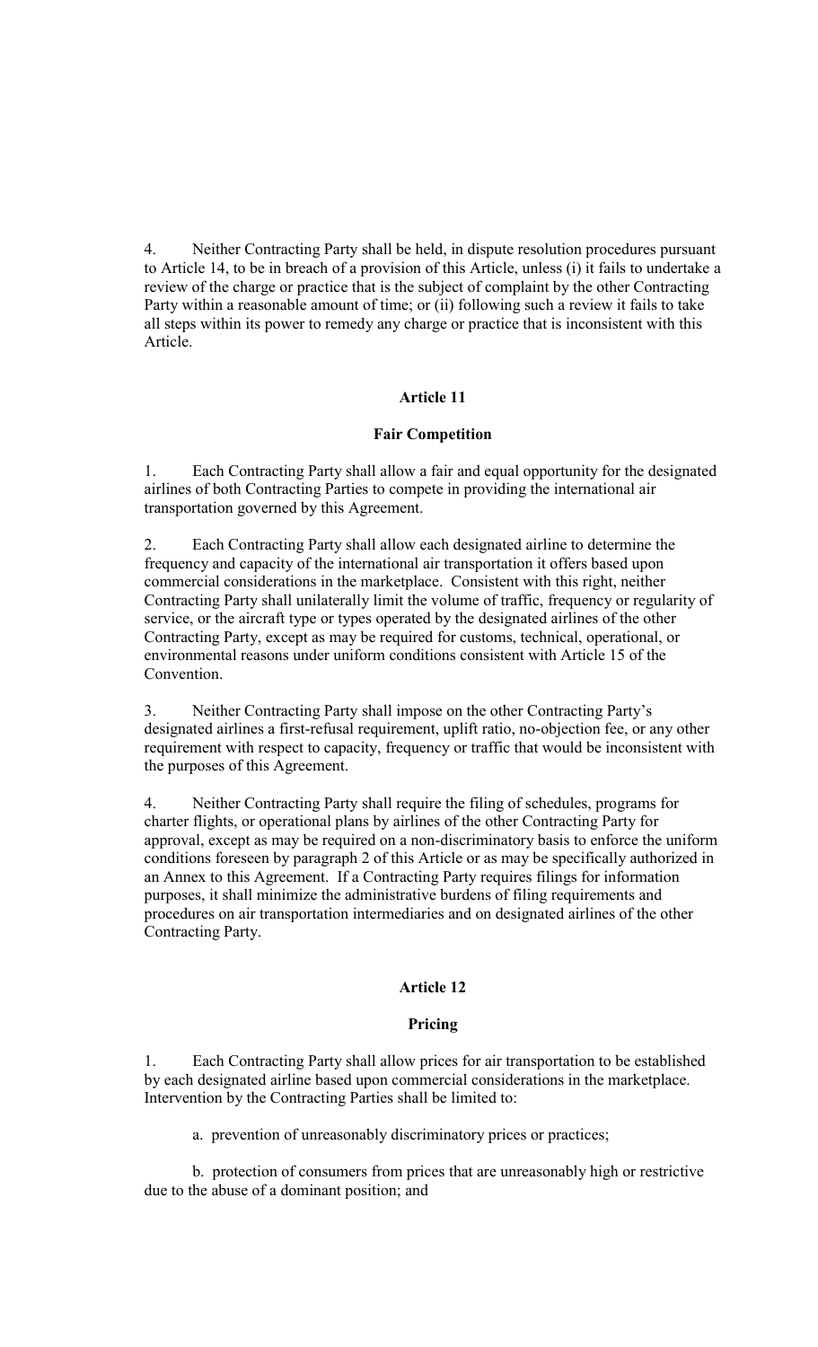4. Neither Contracting Party shall be held, in dispute resolution procedures pursuant to Article 14, to be in breach of a provision of this Article, unless (i) it fails to undertake a review of the charge or practice that is the subject of complaint by the other Contracting Party within a reasonable amount of time; or (ii) following such a review it fails to take all steps within its power to remedy any charge or practice that is inconsistent with this Article.

## Article 11

### Fair Competition

1. Each Contracting Party shall allow a fair and equal opportunity for the designated airlines of both Contracting Parties to compete in providing the international air transportation governed by this Agreement.

2. Each Contracting Party shall allow each designated airline to determine the frequency and capacity of the international air transportation it offers based upon commercial considerations in the marketplace. Consistent with this right, neither Contracting Party shall unilaterally limit the volume of traffic, frequency or regularity of service, or the aircraft type or types operated by the designated airlines of the other Contracting Party, except as may be required for customs, technical, operational, or environmental reasons under uniform conditions consistent with Article 15 of the Convention.

3. Neither Contracting Party shall impose on the other Contracting Party's designated airlines a first-refusal requirement, uplift ratio, no-objection fee, or any other requirement with respect to capacity, frequency or traffic that would be inconsistent with the purposes of this Agreement.

4. Neither Contracting Party shall require the filing of schedules, programs for charter flights, or operational plans by airlines of the other Contracting Party for approval, except as may be required on a non-discriminatory basis to enforce the uniform conditions foreseen by paragraph 2 of this Article or as may be specifically authorized in an Annex to this Agreement. If a Contracting Party requires filings for information purposes, it shall minimize the administrative burdens of filing requirements and procedures on air transportation intermediaries and on designated airlines of the other Contracting Party.

## Article 12

### Pricing

1. Each Contracting Party shall allow prices for air transportation to be established by each designated airline based upon commercial considerations in the marketplace. Intervention by the Contracting Parties shall be limited to:

a. prevention of unreasonably discriminatory prices or practices;

b. protection of consumers from prices that are unreasonably high or restrictive due to the abuse of a dominant position; and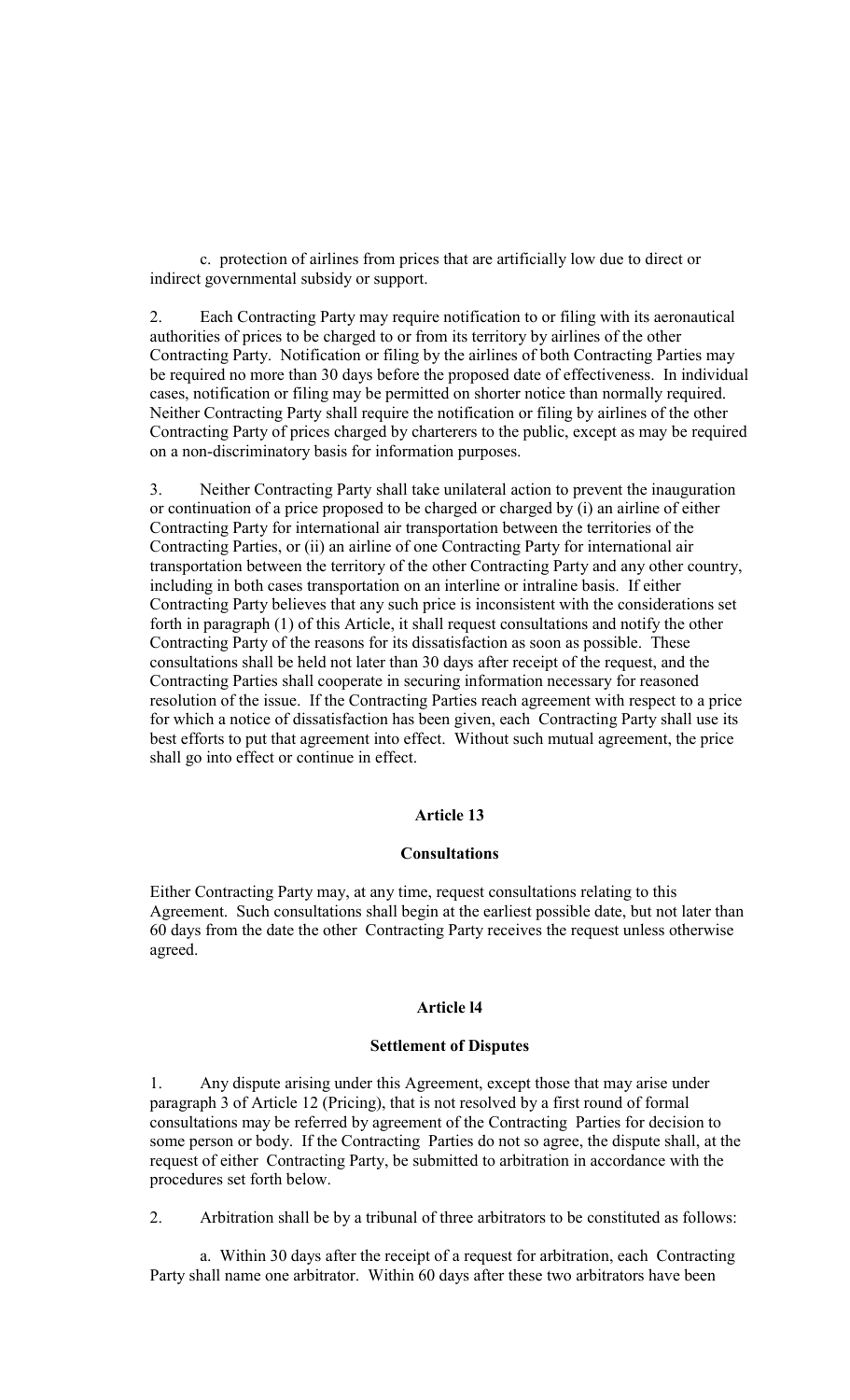c. protection of airlines from prices that are artificially low due to direct or indirect governmental subsidy or support.

2. Each Contracting Party may require notification to or filing with its aeronautical authorities of prices to be charged to or from its territory by airlines of the other Contracting Party. Notification or filing by the airlines of both Contracting Parties may be required no more than 30 days before the proposed date of effectiveness. In individual cases, notification or filing may be permitted on shorter notice than normally required. Neither Contracting Party shall require the notification or filing by airlines of the other Contracting Party of prices charged by charterers to the public, except as may be required on a non-discriminatory basis for information purposes.

3. Neither Contracting Party shall take unilateral action to prevent the inauguration or continuation of a price proposed to be charged or charged by (i) an airline of either Contracting Party for international air transportation between the territories of the Contracting Parties, or (ii) an airline of one Contracting Party for international air transportation between the territory of the other Contracting Party and any other country, including in both cases transportation on an interline or intraline basis. If either Contracting Party believes that any such price is inconsistent with the considerations set forth in paragraph (1) of this Article, it shall request consultations and notify the other Contracting Party of the reasons for its dissatisfaction as soon as possible. These consultations shall be held not later than 30 days after receipt of the request, and the Contracting Parties shall cooperate in securing information necessary for reasoned resolution of the issue. If the Contracting Parties reach agreement with respect to a price for which a notice of dissatisfaction has been given, each Contracting Party shall use its best efforts to put that agreement into effect. Without such mutual agreement, the price shall go into effect or continue in effect.

## Article 13

## Consultations

Either Contracting Party may, at any time, request consultations relating to this Agreement. Such consultations shall begin at the earliest possible date, but not later than 60 days from the date the other Contracting Party receives the request unless otherwise agreed.

## Article l4

## Settlement of Disputes

1. Any dispute arising under this Agreement, except those that may arise under paragraph 3 of Article 12 (Pricing), that is not resolved by a first round of formal consultations may be referred by agreement of the Contracting Parties for decision to some person or body. If the Contracting Parties do not so agree, the dispute shall, at the request of either Contracting Party, be submitted to arbitration in accordance with the procedures set forth below.

2. Arbitration shall be by a tribunal of three arbitrators to be constituted as follows:

a. Within 30 days after the receipt of a request for arbitration, each Contracting Party shall name one arbitrator. Within 60 days after these two arbitrators have been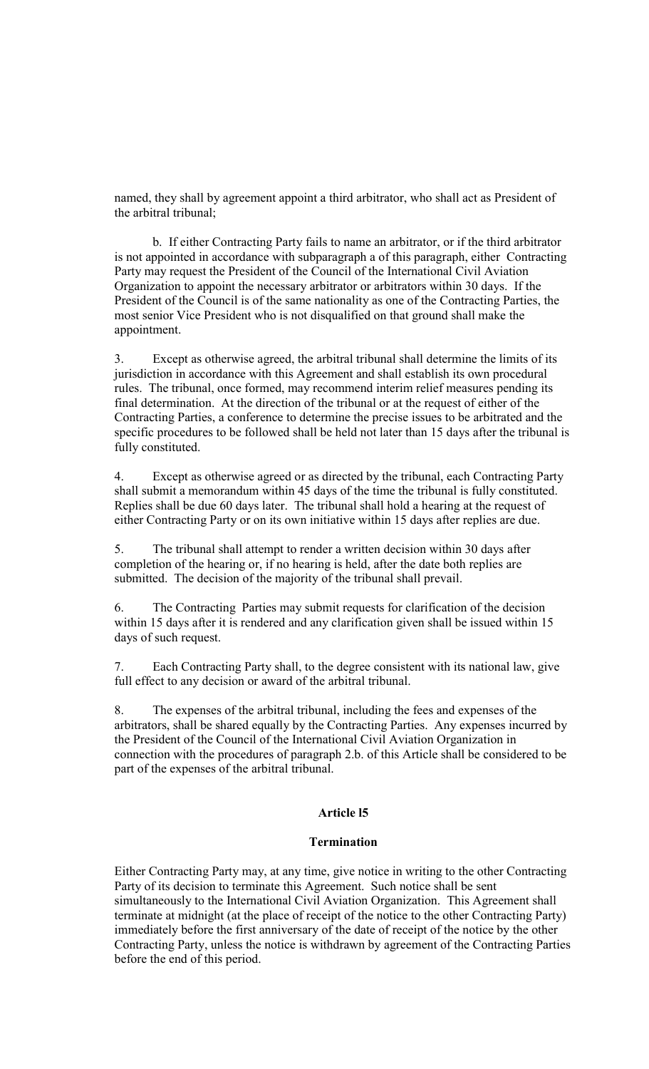named, they shall by agreement appoint a third arbitrator, who shall act as President of the arbitral tribunal;

b. If either Contracting Party fails to name an arbitrator, or if the third arbitrator is not appointed in accordance with subparagraph a of this paragraph, either Contracting Party may request the President of the Council of the International Civil Aviation Organization to appoint the necessary arbitrator or arbitrators within 30 days. If the President of the Council is of the same nationality as one of the Contracting Parties, the most senior Vice President who is not disqualified on that ground shall make the appointment.

3. Except as otherwise agreed, the arbitral tribunal shall determine the limits of its jurisdiction in accordance with this Agreement and shall establish its own procedural rules. The tribunal, once formed, may recommend interim relief measures pending its final determination. At the direction of the tribunal or at the request of either of the Contracting Parties, a conference to determine the precise issues to be arbitrated and the specific procedures to be followed shall be held not later than 15 days after the tribunal is fully constituted.

4. Except as otherwise agreed or as directed by the tribunal, each Contracting Party shall submit a memorandum within 45 days of the time the tribunal is fully constituted. Replies shall be due 60 days later. The tribunal shall hold a hearing at the request of either Contracting Party or on its own initiative within 15 days after replies are due.

5. The tribunal shall attempt to render a written decision within 30 days after completion of the hearing or, if no hearing is held, after the date both replies are submitted. The decision of the majority of the tribunal shall prevail.

6. The Contracting Parties may submit requests for clarification of the decision within 15 days after it is rendered and any clarification given shall be issued within 15 days of such request.

7. Each Contracting Party shall, to the degree consistent with its national law, give full effect to any decision or award of the arbitral tribunal.

8. The expenses of the arbitral tribunal, including the fees and expenses of the arbitrators, shall be shared equally by the Contracting Parties. Any expenses incurred by the President of the Council of the International Civil Aviation Organization in connection with the procedures of paragraph 2.b. of this Article shall be considered to be part of the expenses of the arbitral tribunal.

## Article l5

## Termination

Either Contracting Party may, at any time, give notice in writing to the other Contracting Party of its decision to terminate this Agreement. Such notice shall be sent simultaneously to the International Civil Aviation Organization. This Agreement shall terminate at midnight (at the place of receipt of the notice to the other Contracting Party) immediately before the first anniversary of the date of receipt of the notice by the other Contracting Party, unless the notice is withdrawn by agreement of the Contracting Parties before the end of this period.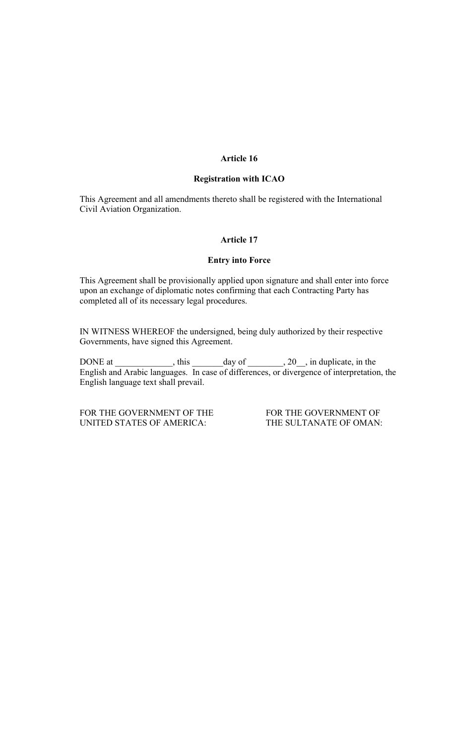## Article 16

### Registration with ICAO

This Agreement and all amendments thereto shall be registered with the International Civil Aviation Organization.

## Article 17

### Entry into Force

This Agreement shall be provisionally applied upon signature and shall enter into force upon an exchange of diplomatic notes confirming that each Contracting Party has completed all of its necessary legal procedures.

IN WITNESS WHEREOF the undersigned, being duly authorized by their respective Governments, have signed this Agreement.

DONE at _____________, this _______day of ________, 20__, in duplicate, in the English and Arabic languages. In case of differences, or divergence of interpretation, the English language text shall prevail.

FOR THE GOVERNMENT OF THE UNITED STATES OF AMERICA:

FOR THE GOVERNMENT OF THE SULTANATE OF OMAN: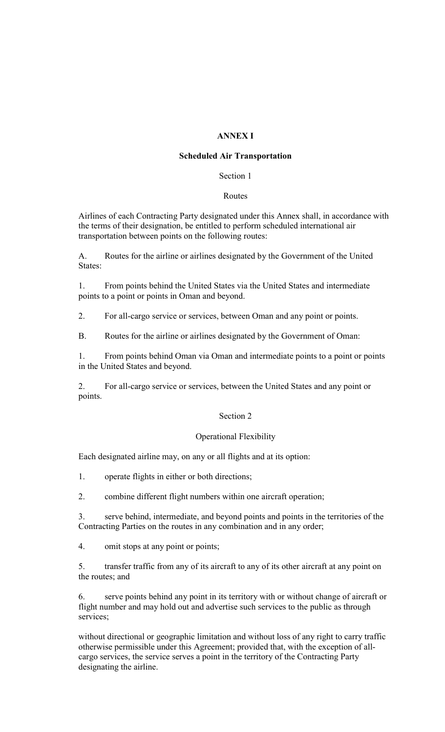# ANNEX I

## Scheduled Air Transportation

### Section 1

### Routes

Airlines of each Contracting Party designated under this Annex shall, in accordance with the terms of their designation, be entitled to perform scheduled international air transportation between points on the following routes:

A. Routes for the airline or airlines designated by the Government of the United States:

1. From points behind the United States via the United States and intermediate points to a point or points in Oman and beyond.

2. For all-cargo service or services, between Oman and any point or points.

B. Routes for the airline or airlines designated by the Government of Oman:

1. From points behind Oman via Oman and intermediate points to a point or points in the United States and beyond.

2. For all-cargo service or services, between the United States and any point or points.

### Section 2

### Operational Flexibility

Each designated airline may, on any or all flights and at its option:

1. operate flights in either or both directions;

2. combine different flight numbers within one aircraft operation;

3. serve behind, intermediate, and beyond points and points in the territories of the Contracting Parties on the routes in any combination and in any order;

4. omit stops at any point or points;

5. transfer traffic from any of its aircraft to any of its other aircraft at any point on the routes; and

6. serve points behind any point in its territory with or without change of aircraft or flight number and may hold out and advertise such services to the public as through services;

without directional or geographic limitation and without loss of any right to carry traffic otherwise permissible under this Agreement; provided that, with the exception of all-cargo services, the service serves a point in the territory of the Contracting Party designating the airline.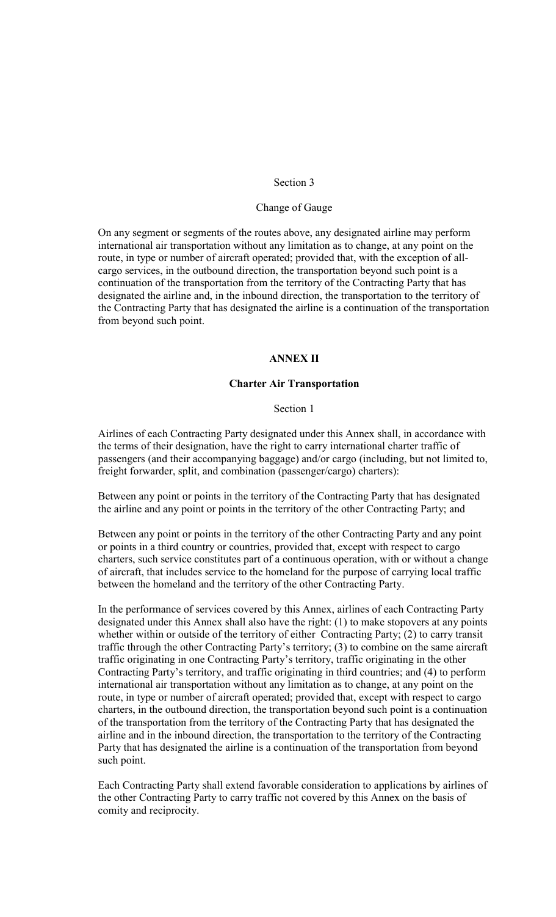Section 3

Change of Gauge

On any segment or segments of the routes above, any designated airline may perform international air transportation without any limitation as to change, at any point on the route, in type or number of aircraft operated; provided that, with the exception of all-cargo services, in the outbound direction, the transportation beyond such point is a continuation of the transportation from the territory of the Contracting Party that has designated the airline and, in the inbound direction, the transportation to the territory of the Contracting Party that has designated the airline is a continuation of the transportation from beyond such point.

## ANNEX II

### Charter Air Transportation

Section 1

Airlines of each Contracting Party designated under this Annex shall, in accordance with the terms of their designation, have the right to carry international charter traffic of passengers (and their accompanying baggage) and/or cargo (including, but not limited to, freight forwarder, split, and combination (passenger/cargo) charters):

Between any point or points in the territory of the Contracting Party that has designated the airline and any point or points in the territory of the other Contracting Party; and

Between any point or points in the territory of the other Contracting Party and any point or points in a third country or countries, provided that, except with respect to cargo charters, such service constitutes part of a continuous operation, with or without a change of aircraft, that includes service to the homeland for the purpose of carrying local traffic between the homeland and the territory of the other Contracting Party.

In the performance of services covered by this Annex, airlines of each Contracting Party designated under this Annex shall also have the right: (1) to make stopovers at any points whether within or outside of the territory of either Contracting Party; (2) to carry transit traffic through the other Contracting Party's territory; (3) to combine on the same aircraft traffic originating in one Contracting Party's territory, traffic originating in the other Contracting Party's territory, and traffic originating in third countries; and (4) to perform international air transportation without any limitation as to change, at any point on the route, in type or number of aircraft operated; provided that, except with respect to cargo charters, in the outbound direction, the transportation beyond such point is a continuation of the transportation from the territory of the Contracting Party that has designated the airline and in the inbound direction, the transportation to the territory of the Contracting Party that has designated the airline is a continuation of the transportation from beyond such point.

Each Contracting Party shall extend favorable consideration to applications by airlines of the other Contracting Party to carry traffic not covered by this Annex on the basis of comity and reciprocity.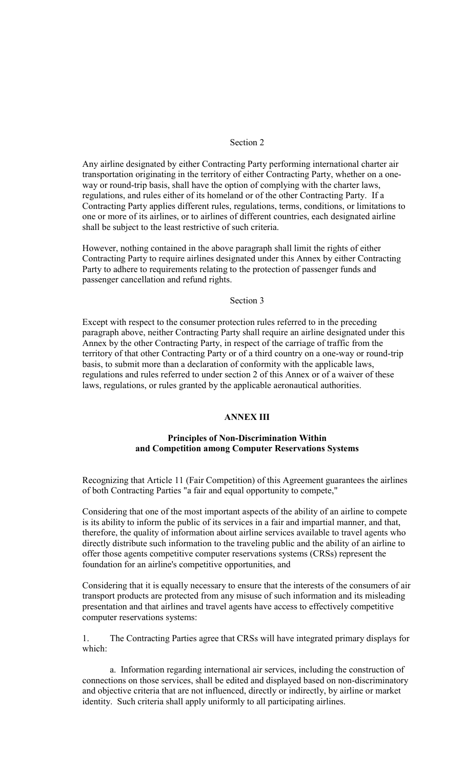Section 2

Any airline designated by either Contracting Party performing international charter air transportation originating in the territory of either Contracting Party, whether on a one-way or round-trip basis, shall have the option of complying with the charter laws, regulations, and rules either of its homeland or of the other Contracting Party. If a Contracting Party applies different rules, regulations, terms, conditions, or limitations to one or more of its airlines, or to airlines of different countries, each designated airline shall be subject to the least restrictive of such criteria.

However, nothing contained in the above paragraph shall limit the rights of either Contracting Party to require airlines designated under this Annex by either Contracting Party to adhere to requirements relating to the protection of passenger funds and passenger cancellation and refund rights.

Section 3

Except with respect to the consumer protection rules referred to in the preceding paragraph above, neither Contracting Party shall require an airline designated under this Annex by the other Contracting Party, in respect of the carriage of traffic from the territory of that other Contracting Party or of a third country on a one-way or round-trip basis, to submit more than a declaration of conformity with the applicable laws, regulations and rules referred to under section 2 of this Annex or of a waiver of these laws, regulations, or rules granted by the applicable aeronautical authorities.

## ANNEX III

### Principles of Non-Discrimination Within and Competition among Computer Reservations Systems

Recognizing that Article 11 (Fair Competition) of this Agreement guarantees the airlines of both Contracting Parties "a fair and equal opportunity to compete,"

Considering that one of the most important aspects of the ability of an airline to compete is its ability to inform the public of its services in a fair and impartial manner, and that, therefore, the quality of information about airline services available to travel agents who directly distribute such information to the traveling public and the ability of an airline to offer those agents competitive computer reservations systems (CRSs) represent the foundation for an airline's competitive opportunities, and

Considering that it is equally necessary to ensure that the interests of the consumers of air transport products are protected from any misuse of such information and its misleading presentation and that airlines and travel agents have access to effectively competitive computer reservations systems:

1. The Contracting Parties agree that CRSs will have integrated primary displays for which:

   a. Information regarding international air services, including the construction of connections on those services, shall be edited and displayed based on non-discriminatory and objective criteria that are not influenced, directly or indirectly, by airline or market identity. Such criteria shall apply uniformly to all participating airlines.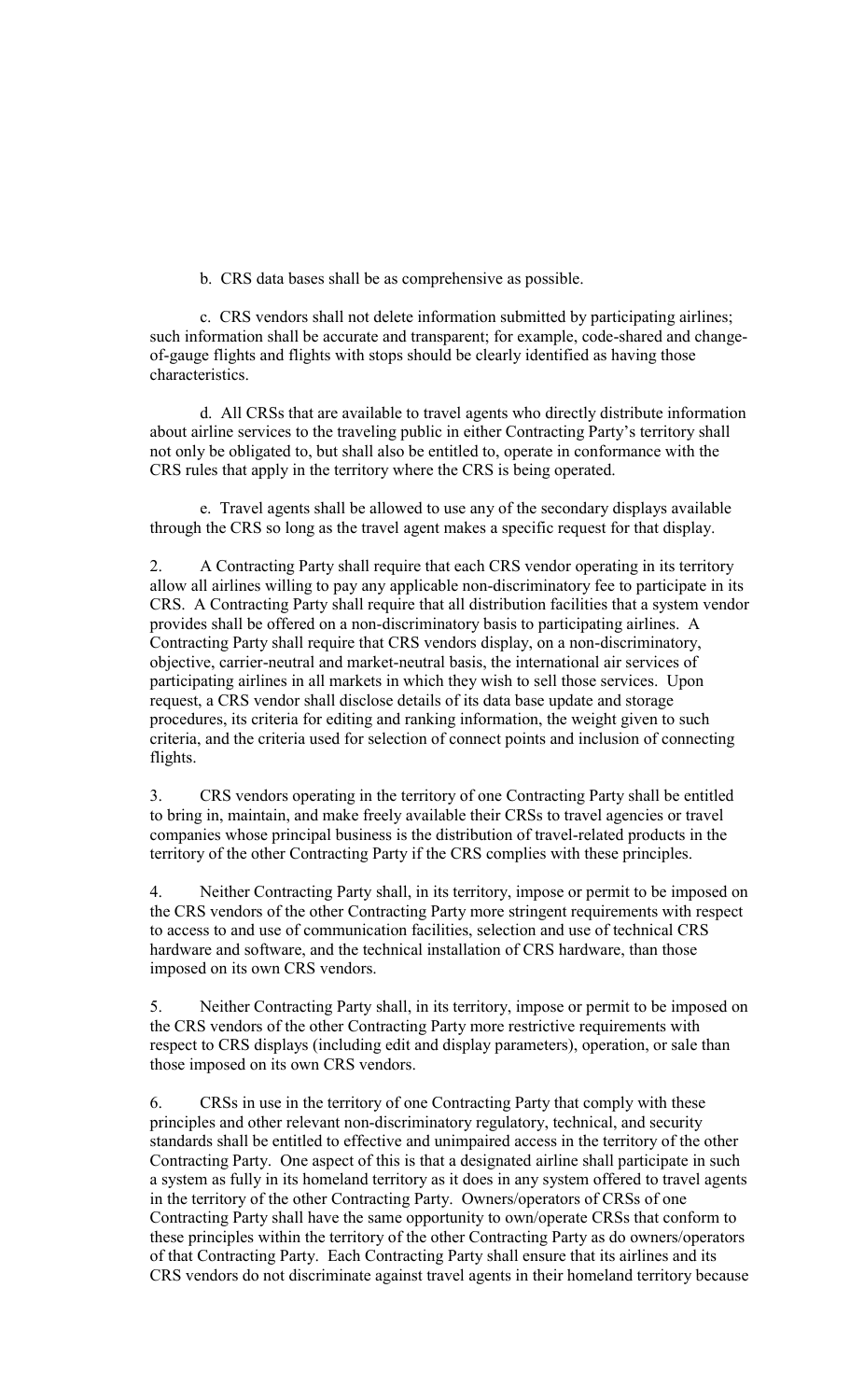b. CRS data bases shall be as comprehensive as possible.

c. CRS vendors shall not delete information submitted by participating airlines; such information shall be accurate and transparent; for example, code-shared and change-of-gauge flights and flights with stops should be clearly identified as having those characteristics.

d. All CRSs that are available to travel agents who directly distribute information about airline services to the traveling public in either Contracting Party's territory shall not only be obligated to, but shall also be entitled to, operate in conformance with the CRS rules that apply in the territory where the CRS is being operated.

e. Travel agents shall be allowed to use any of the secondary displays available through the CRS so long as the travel agent makes a specific request for that display.

2. A Contracting Party shall require that each CRS vendor operating in its territory allow all airlines willing to pay any applicable non-discriminatory fee to participate in its CRS. A Contracting Party shall require that all distribution facilities that a system vendor provides shall be offered on a non-discriminatory basis to participating airlines. A Contracting Party shall require that CRS vendors display, on a non-discriminatory, objective, carrier-neutral and market-neutral basis, the international air services of participating airlines in all markets in which they wish to sell those services. Upon request, a CRS vendor shall disclose details of its data base update and storage procedures, its criteria for editing and ranking information, the weight given to such criteria, and the criteria used for selection of connect points and inclusion of connecting flights.

3. CRS vendors operating in the territory of one Contracting Party shall be entitled to bring in, maintain, and make freely available their CRSs to travel agencies or travel companies whose principal business is the distribution of travel-related products in the territory of the other Contracting Party if the CRS complies with these principles.

4. Neither Contracting Party shall, in its territory, impose or permit to be imposed on the CRS vendors of the other Contracting Party more stringent requirements with respect to access to and use of communication facilities, selection and use of technical CRS hardware and software, and the technical installation of CRS hardware, than those imposed on its own CRS vendors.

5. Neither Contracting Party shall, in its territory, impose or permit to be imposed on the CRS vendors of the other Contracting Party more restrictive requirements with respect to CRS displays (including edit and display parameters), operation, or sale than those imposed on its own CRS vendors.

6. CRSs in use in the territory of one Contracting Party that comply with these principles and other relevant non-discriminatory regulatory, technical, and security standards shall be entitled to effective and unimpaired access in the territory of the other Contracting Party. One aspect of this is that a designated airline shall participate in such a system as fully in its homeland territory as it does in any system offered to travel agents in the territory of the other Contracting Party. Owners/operators of CRSs of one Contracting Party shall have the same opportunity to own/operate CRSs that conform to these principles within the territory of the other Contracting Party as do owners/operators of that Contracting Party. Each Contracting Party shall ensure that its airlines and its CRS vendors do not discriminate against travel agents in their homeland territory because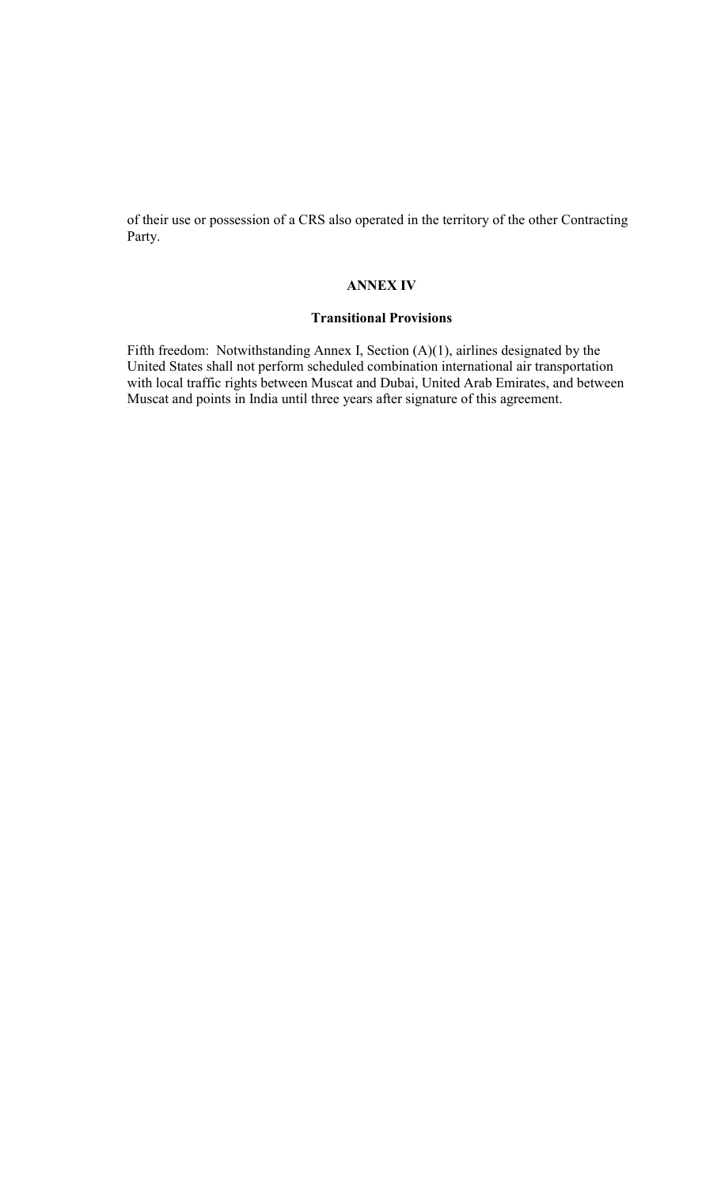of their use or possession of a CRS also operated in the territory of the other Contracting Party.

## ANNEX IV

### Transitional Provisions

Fifth freedom: Notwithstanding Annex I, Section (A)(1), airlines designated by the United States shall not perform scheduled combination international air transportation with local traffic rights between Muscat and Dubai, United Arab Emirates, and between Muscat and points in India until three years after signature of this agreement.